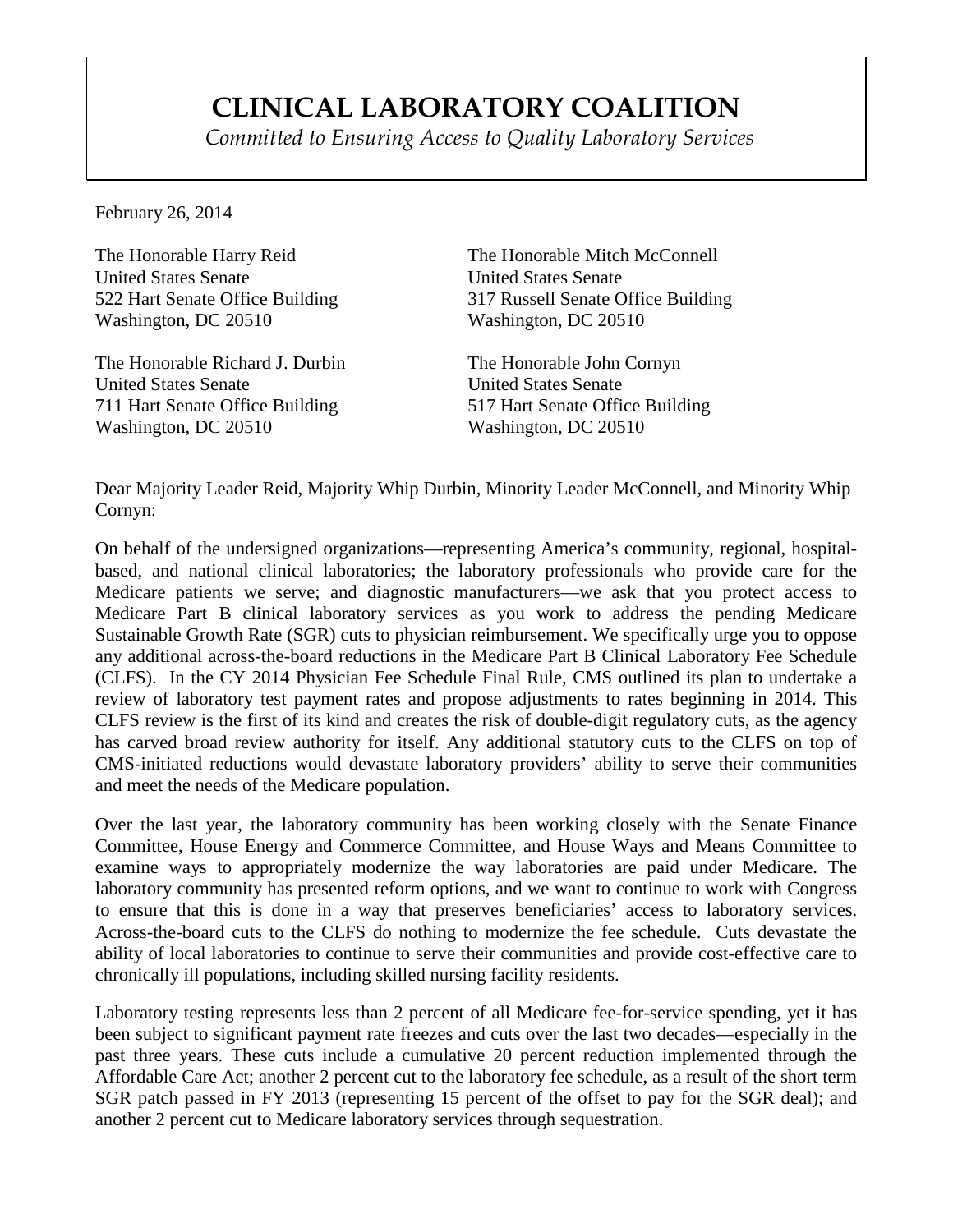# CLINICAL LABORATORY COALITION

*Committed to Ensuring Access to Quality Laboratory Services*

February 26, 2014

The Honorable Harry Reid
United States Senate
522 Hart Senate Office Building
Washington, DC 20510

The Honorable Mitch McConnell
United States Senate
317 Russell Senate Office Building
Washington, DC 20510

The Honorable Richard J. Durbin
United States Senate
711 Hart Senate Office Building
Washington, DC 20510

The Honorable John Cornyn
United States Senate
517 Hart Senate Office Building
Washington, DC 20510

Dear Majority Leader Reid, Majority Whip Durbin, Minority Leader McConnell, and Minority Whip Cornyn:

On behalf of the undersigned organizations—representing America's community, regional, hospital-based, and national clinical laboratories; the laboratory professionals who provide care for the Medicare patients we serve; and diagnostic manufacturers—we ask that you protect access to Medicare Part B clinical laboratory services as you work to address the pending Medicare Sustainable Growth Rate (SGR) cuts to physician reimbursement. We specifically urge you to oppose any additional across-the-board reductions in the Medicare Part B Clinical Laboratory Fee Schedule (CLFS). In the CY 2014 Physician Fee Schedule Final Rule, CMS outlined its plan to undertake a review of laboratory test payment rates and propose adjustments to rates beginning in 2014. This CLFS review is the first of its kind and creates the risk of double-digit regulatory cuts, as the agency has carved broad review authority for itself. Any additional statutory cuts to the CLFS on top of CMS-initiated reductions would devastate laboratory providers' ability to serve their communities and meet the needs of the Medicare population.

Over the last year, the laboratory community has been working closely with the Senate Finance Committee, House Energy and Commerce Committee, and House Ways and Means Committee to examine ways to appropriately modernize the way laboratories are paid under Medicare. The laboratory community has presented reform options, and we want to continue to work with Congress to ensure that this is done in a way that preserves beneficiaries' access to laboratory services. Across-the-board cuts to the CLFS do nothing to modernize the fee schedule. Cuts devastate the ability of local laboratories to continue to serve their communities and provide cost-effective care to chronically ill populations, including skilled nursing facility residents.

Laboratory testing represents less than 2 percent of all Medicare fee-for-service spending, yet it has been subject to significant payment rate freezes and cuts over the last two decades—especially in the past three years. These cuts include a cumulative 20 percent reduction implemented through the Affordable Care Act; another 2 percent cut to the laboratory fee schedule, as a result of the short term SGR patch passed in FY 2013 (representing 15 percent of the offset to pay for the SGR deal); and another 2 percent cut to Medicare laboratory services through sequestration.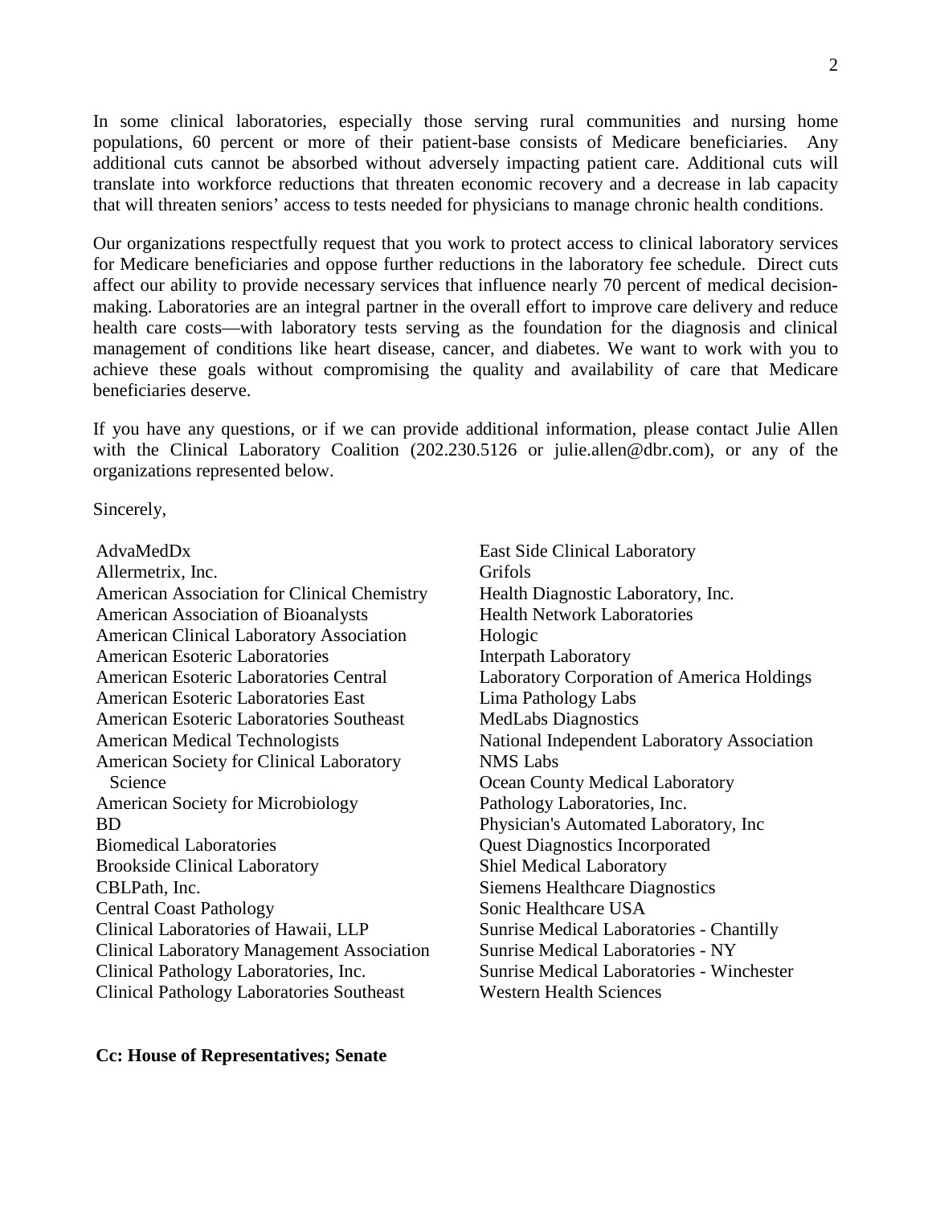In some clinical laboratories, especially those serving rural communities and nursing home populations, 60 percent or more of their patient-base consists of Medicare beneficiaries. Any additional cuts cannot be absorbed without adversely impacting patient care. Additional cuts will translate into workforce reductions that threaten economic recovery and a decrease in lab capacity that will threaten seniors' access to tests needed for physicians to manage chronic health conditions.

Our organizations respectfully request that you work to protect access to clinical laboratory services for Medicare beneficiaries and oppose further reductions in the laboratory fee schedule. Direct cuts affect our ability to provide necessary services that influence nearly 70 percent of medical decision-making. Laboratories are an integral partner in the overall effort to improve care delivery and reduce health care costs—with laboratory tests serving as the foundation for the diagnosis and clinical management of conditions like heart disease, cancer, and diabetes. We want to work with you to achieve these goals without compromising the quality and availability of care that Medicare beneficiaries deserve.

If you have any questions, or if we can provide additional information, please contact Julie Allen with the Clinical Laboratory Coalition (202.230.5126 or julie.allen@dbr.com), or any of the organizations represented below.

Sincerely,

AdvaMedDx
Allermetrix, Inc.
American Association for Clinical Chemistry
American Association of Bioanalysts
American Clinical Laboratory Association
American Esoteric Laboratories
American Esoteric Laboratories Central
American Esoteric Laboratories East
American Esoteric Laboratories Southeast
American Medical Technologists
American Society for Clinical Laboratory Science
American Society for Microbiology
BD
Biomedical Laboratories
Brookside Clinical Laboratory
CBLPath, Inc.
Central Coast Pathology
Clinical Laboratories of Hawaii, LLP
Clinical Laboratory Management Association
Clinical Pathology Laboratories, Inc.
Clinical Pathology Laboratories Southeast
East Side Clinical Laboratory
Grifols
Health Diagnostic Laboratory, Inc.
Health Network Laboratories
Hologic
Interpath Laboratory
Laboratory Corporation of America Holdings
Lima Pathology Labs
MedLabs Diagnostics
National Independent Laboratory Association
NMS Labs
Ocean County Medical Laboratory
Pathology Laboratories, Inc.
Physician's Automated Laboratory, Inc
Quest Diagnostics Incorporated
Shiel Medical Laboratory
Siemens Healthcare Diagnostics
Sonic Healthcare USA
Sunrise Medical Laboratories - Chantilly
Sunrise Medical Laboratories - NY
Sunrise Medical Laboratories - Winchester
Western Health Sciences

**Cc: House of Representatives; Senate**